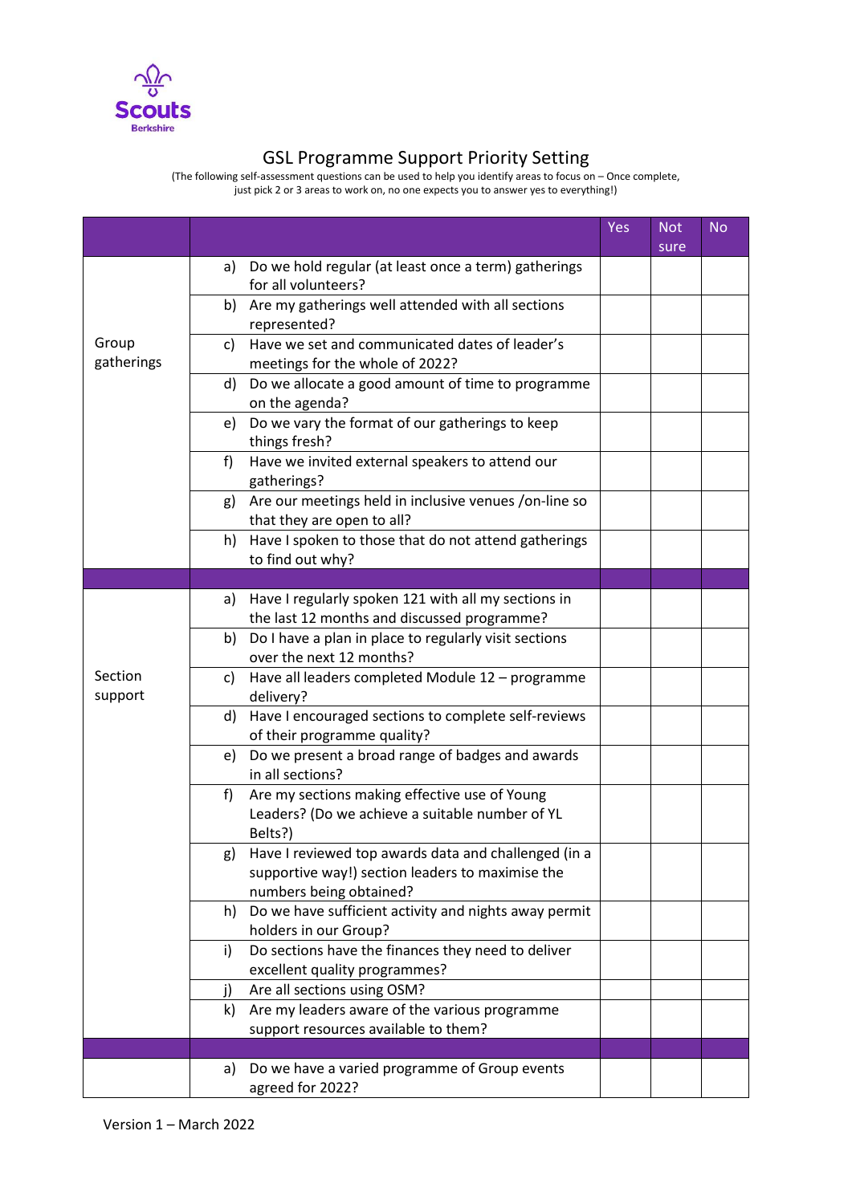Scouts
Berkshire

# GSL Programme Support Priority Setting

(The following self-assessment questions can be used to help you identify areas to focus on – Once complete, just pick 2 or 3 areas to work on, no one expects you to answer yes to everything!)

| | | Yes | Not sure | No |
|---|---|---|---|---|
| Group gatherings | a) Do we hold regular (at least once a term) gatherings for all volunteers? | | | |
| | b) Are my gatherings well attended with all sections represented? | | | |
| | c) Have we set and communicated dates of leader's meetings for the whole of 2022? | | | |
| | d) Do we allocate a good amount of time to programme on the agenda? | | | |
| | e) Do we vary the format of our gatherings to keep things fresh? | | | |
| | f) Have we invited external speakers to attend our gatherings? | | | |
| | g) Are our meetings held in inclusive venues /on-line so that they are open to all? | | | |
| | h) Have I spoken to those that do not attend gatherings to find out why? | | | |
| | | | | |
| Section support | a) Have I regularly spoken 121 with all my sections in the last 12 months and discussed programme? | | | |
| | b) Do I have a plan in place to regularly visit sections over the next 12 months? | | | |
| | c) Have all leaders completed Module 12 – programme delivery? | | | |
| | d) Have I encouraged sections to complete self-reviews of their programme quality? | | | |
| | e) Do we present a broad range of badges and awards in all sections? | | | |
| | f) Are my sections making effective use of Young Leaders? (Do we achieve a suitable number of YL Belts?) | | | |
| | g) Have I reviewed top awards data and challenged (in a supportive way!) section leaders to maximise the numbers being obtained? | | | |
| | h) Do we have sufficient activity and nights away permit holders in our Group? | | | |
| | i) Do sections have the finances they need to deliver excellent quality programmes? | | | |
| | j) Are all sections using OSM? | | | |
| | k) Are my leaders aware of the various programme support resources available to them? | | | |
| | | | | |
| | a) Do we have a varied programme of Group events agreed for 2022? | | | |

Version 1 – March 2022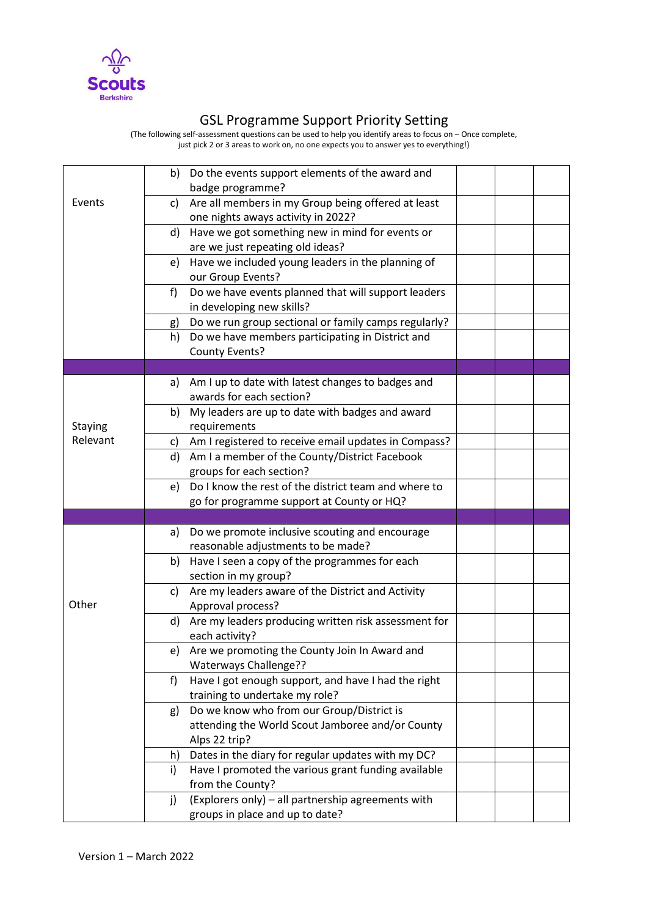# GSL Programme Support Priority Setting

(The following self-assessment questions can be used to help you identify areas to focus on – Once complete, just pick 2 or 3 areas to work on, no one expects you to answer yes to everything!)

| | | | | |
|---|---|---|---|---|
| Events | b) Do the events support elements of the award and badge programme? | | | |
| | c) Are all members in my Group being offered at least one nights aways activity in 2022? | | | |
| | d) Have we got something new in mind for events or are we just repeating old ideas? | | | |
| | e) Have we included young leaders in the planning of our Group Events? | | | |
| | f) Do we have events planned that will support leaders in developing new skills? | | | |
| | g) Do we run group sectional or family camps regularly? | | | |
| | h) Do we have members participating in District and County Events? | | | |
| | | | | |
| Staying Relevant | a) Am I up to date with latest changes to badges and awards for each section? | | | |
| | b) My leaders are up to date with badges and award requirements | | | |
| | c) Am I registered to receive email updates in Compass? | | | |
| | d) Am I a member of the County/District Facebook groups for each section? | | | |
| | e) Do I know the rest of the district team and where to go for programme support at County or HQ? | | | |
| | | | | |
| Other | a) Do we promote inclusive scouting and encourage reasonable adjustments to be made? | | | |
| | b) Have I seen a copy of the programmes for each section in my group? | | | |
| | c) Are my leaders aware of the District and Activity Approval process? | | | |
| | d) Are my leaders producing written risk assessment for each activity? | | | |
| | e) Are we promoting the County Join In Award and Waterways Challenge?? | | | |
| | f) Have I got enough support, and have I had the right training to undertake my role? | | | |
| | g) Do we know who from our Group/District is attending the World Scout Jamboree and/or County Alps 22 trip? | | | |
| | h) Dates in the diary for regular updates with my DC? | | | |
| | i) Have I promoted the various grant funding available from the County? | | | |
| | j) (Explorers only) – all partnership agreements with groups in place and up to date? | | | |

Version 1 – March 2022